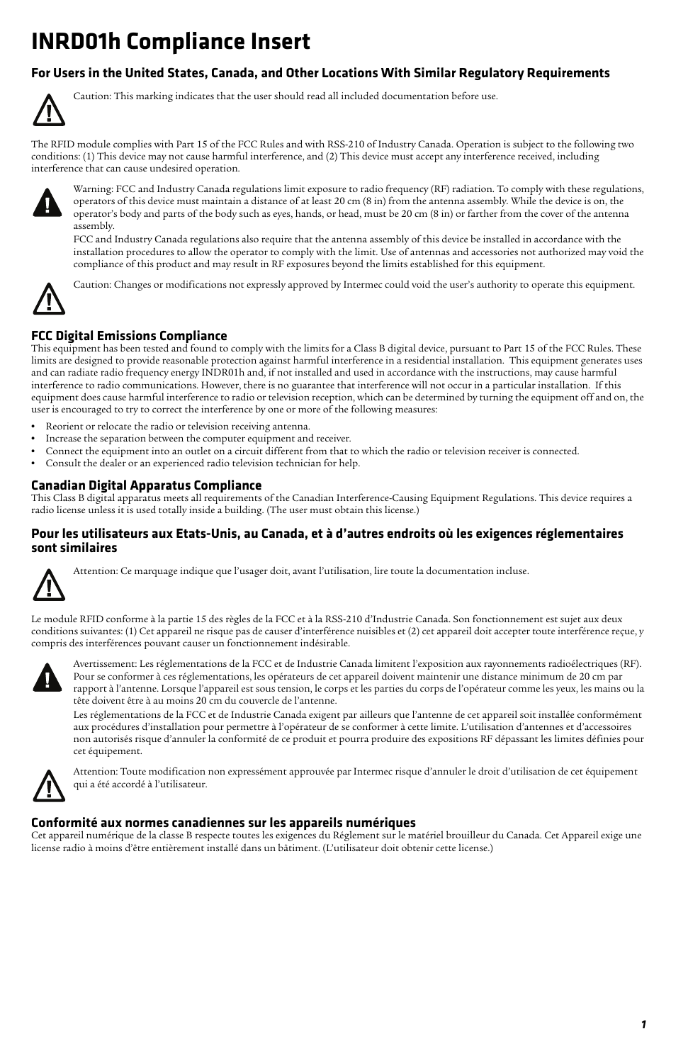# INRD01h Compliance Insert

## For Users in the United States, Canada, and Other Locations With Similar Regulatory Requirements

Caution: This marking indicates that the user should read all included documentation before use.

The RFID module complies with Part 15 of the FCC Rules and with RSS-210 of Industry Canada. Operation is subject to the following two conditions: (1) This device may not cause harmful interference, and (2) This device must accept any interference received, including interference that can cause undesired operation.

Warning: FCC and Industry Canada regulations limit exposure to radio frequency (RF) radiation. To comply with these regulations, operators of this device must maintain a distance of at least 20 cm (8 in) from the antenna assembly. While the device is on, the operator's body and parts of the body such as eyes, hands, or head, must be 20 cm (8 in) or farther from the cover of the antenna assembly.

FCC and Industry Canada regulations also require that the antenna assembly of this device be installed in accordance with the installation procedures to allow the operator to comply with the limit. Use of antennas and accessories not authorized may void the compliance of this product and may result in RF exposures beyond the limits established for this equipment.

Caution: Changes or modifications not expressly approved by Intermec could void the user's authority to operate this equipment.

### FCC Digital Emissions Compliance

This equipment has been tested and found to comply with the limits for a Class B digital device, pursuant to Part 15 of the FCC Rules. These limits are designed to provide reasonable protection against harmful interference in a residential installation. This equipment generates uses and can radiate radio frequency energy INDR01h and, if not installed and used in accordance with the instructions, may cause harmful interference to radio communications. However, there is no guarantee that interference will not occur in a particular installation. If this equipment does cause harmful interference to radio or television reception, which can be determined by turning the equipment off and on, the user is encouraged to try to correct the interference by one or more of the following measures:

- Reorient or relocate the radio or television receiving antenna.
- Increase the separation between the computer equipment and receiver.
- Connect the equipment into an outlet on a circuit different from that to which the radio or television receiver is connected.
- Consult the dealer or an experienced radio television technician for help.

### Canadian Digital Apparatus Compliance

This Class B digital apparatus meets all requirements of the Canadian Interference-Causing Equipment Regulations. This device requires a radio license unless it is used totally inside a building. (The user must obtain this license.)

## Pour les utilisateurs aux Etats-Unis, au Canada, et à d'autres endroits où les exigences réglementaires sont similaires

Attention: Ce marquage indique que l'usager doit, avant l'utilisation, lire toute la documentation incluse.

Le module RFID conforme à la partie 15 des règles de la FCC et à la RSS-210 d'Industrie Canada. Son fonctionnement est sujet aux deux conditions suivantes: (1) Cet appareil ne risque pas de causer d'interférence nuisibles et (2) cet appareil doit accepter toute interférence reçue, y compris des interférences pouvant causer un fonctionnement indésirable.

Avertissement: Les réglementations de la FCC et de Industrie Canada limitent l'exposition aux rayonnements radioélectriques (RF). Pour se conformer à ces réglementations, les opérateurs de cet appareil doivent maintenir une distance minimum de 20 cm par rapport à l'antenne. Lorsque l'appareil est sous tension, le corps et les parties du corps de l'opérateur comme les yeux, les mains ou la tête doivent être à au moins 20 cm du couvercle de l'antenne.

Les réglementations de la FCC et de Industrie Canada exigent par ailleurs que l'antenne de cet appareil soit installée conformément aux procédures d'installation pour permettre à l'opérateur de se conformer à cette limite. L'utilisation d'antennes et d'accessoires non autorisés risque d'annuler la conformité de ce produit et pourra produire des expositions RF dépassant les limites définies pour cet équipement.

Attention: Toute modification non expressément approuvée par Intermec risque d'annuler le droit d'utilisation de cet équipement qui a été accordé à l'utilisateur.

### Conformité aux normes canadiennes sur les appareils numériques

Cet appareil numérique de la classe B respecte toutes les exigences du Réglement sur le matériel brouilleur du Canada. Cet Appareil exige une license radio à moins d'être entièrement installé dans un bâtiment. (L'utilisateur doit obtenir cette license.)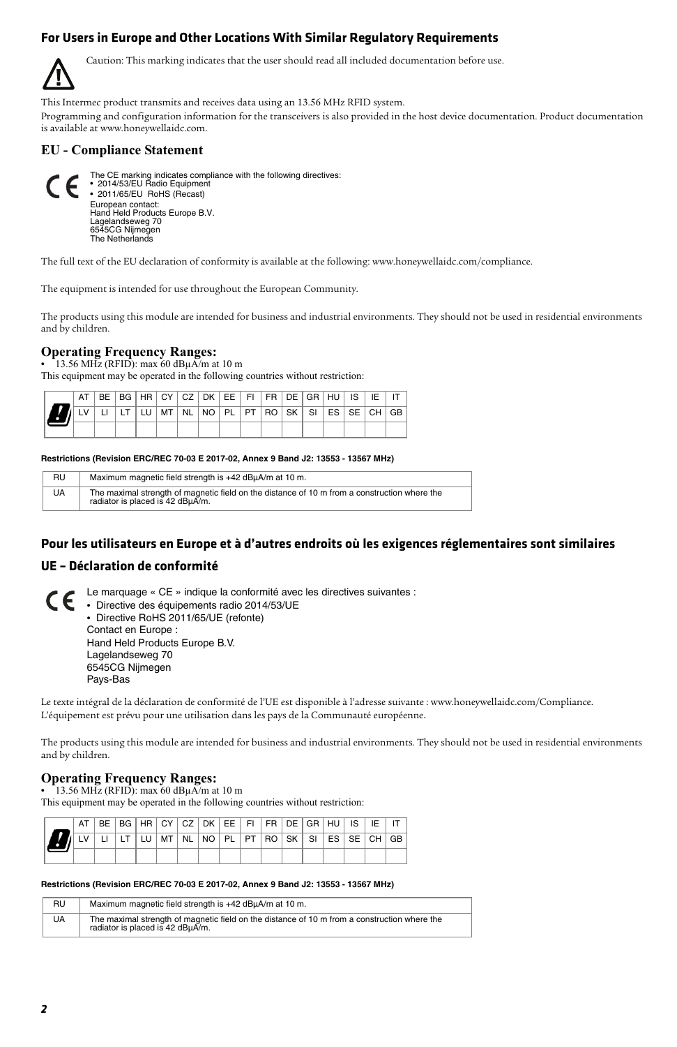## For Users in Europe and Other Locations With Similar Regulatory Requirements

Caution: This marking indicates that the user should read all included documentation before use.

This Intermec product transmits and receives data using an 13.56 MHz RFID system.

Programming and configuration information for the transceivers is also provided in the host device documentation. Product documentation is available at www.honeywellaidc.com.

### EU - Compliance Statement

The CE marking indicates compliance with the following directives:

- 2014/53/EU Radio Equipment
- 2011/65/EU RoHS (Recast)

European contact:
Hand Held Products Europe B.V.
Lagelandseweg 70
6545CG Nijmegen
The Netherlands

The full text of the EU declaration of conformity is available at the following: www.honeywellaidc.com/compliance.

The equipment is intended for use throughout the European Community.

The products using this module are intended for business and industrial environments. They should not be used in residential environments and by children.

### Operating Frequency Ranges:

- 13.56 MHz (RFID): max 60 dBµA/m at 10 m

This equipment may be operated in the following countries without restriction:

| AT | BE | BG | HR | CY | CZ | DK | EE | FI | FR | DE | GR | HU | IS | IE | IT |
|---|---|---|---|---|---|---|---|---|---|---|---|---|---|---|---|
| LV | LI | LT | LU | MT | NL | NO | PL | PT | RO | SK | SI | ES | SE | CH | GB |
| | | | | | | | | | | | | | | | |

**Restrictions (Revision ERC/REC 70-03 E 2017-02, Annex 9 Band J2: 13553 - 13567 MHz)**

| RU | Maximum magnetic field strength is +42 dBµA/m at 10 m. |
|---|---|
| UA | The maximal strength of magnetic field on the distance of 10 m from a construction where the radiator is placed is 42 dBµA/m. |

## Pour les utilisateurs en Europe et à d'autres endroits où les exigences réglementaires sont similaires

### UE – Déclaration de conformité

Le marquage « CE » indique la conformité avec les directives suivantes :

- Directive des équipements radio 2014/53/UE
- Directive RoHS 2011/65/UE (refonte)

Contact en Europe :
Hand Held Products Europe B.V.
Lagelandseweg 70
6545CG Nijmegen
Pays-Bas

Le texte intégral de la déclaration de conformité de l'UE est disponible à l'adresse suivante : www.honeywellaidc.com/Compliance.
L'équipement est prévu pour une utilisation dans les pays de la Communauté européenne.

The products using this module are intended for business and industrial environments. They should not be used in residential environments and by children.

### Operating Frequency Ranges:

- 13.56 MHz (RFID): max 60 dBµA/m at 10 m

This equipment may be operated in the following countries without restriction:

| AT | BE | BG | HR | CY | CZ | DK | EE | FI | FR | DE | GR | HU | IS | IE | IT |
|---|---|---|---|---|---|---|---|---|---|---|---|---|---|---|---|
| LV | LI | LT | LU | MT | NL | NO | PL | PT | RO | SK | SI | ES | SE | CH | GB |
| | | | | | | | | | | | | | | | |

**Restrictions (Revision ERC/REC 70-03 E 2017-02, Annex 9 Band J2: 13553 - 13567 MHz)**

| RU | Maximum magnetic field strength is +42 dBµA/m at 10 m. |
|---|---|
| UA | The maximal strength of magnetic field on the distance of 10 m from a construction where the radiator is placed is 42 dBµA/m. |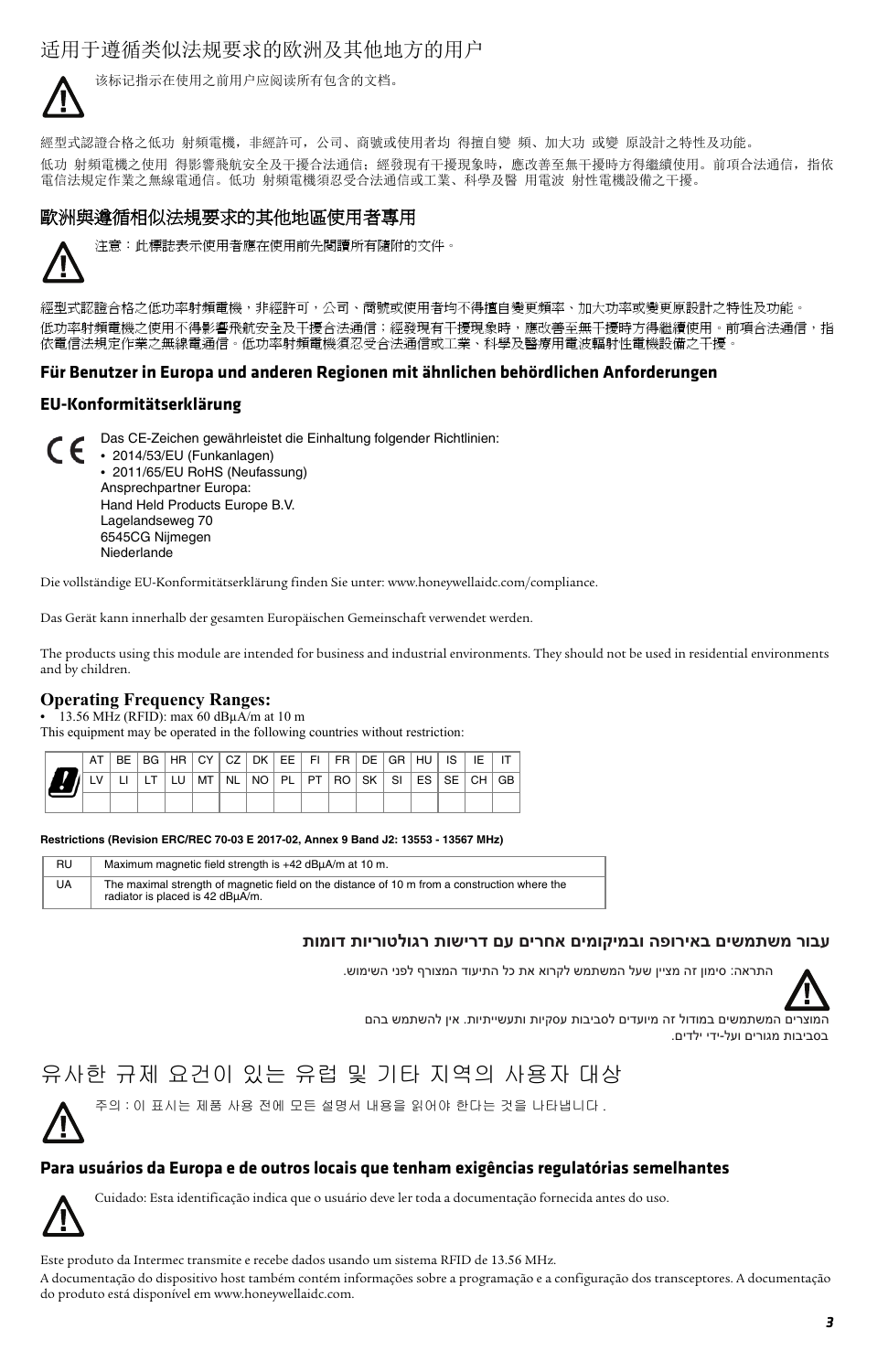# 适用于遵循类似法规要求的欧洲及其他地方的用户

该标记指示在使用之前用户应阅读所有包含的文档。

經型式認證合格之低功 射頻電機，非經許可，公司、商號或使用者均 得擅自變 頻、加大功 或變 原設計之特性及功能。

低功 射頻電機之使用 得影響飛航安全及干擾合法通信；經發現有干擾現象時，應改善至無干擾時方得繼續使用。前項合法通信，指依電信法規定作業之無線電通信。低功 射頻電機須忍受合法通信或工業、科學及醫 用電波 射性電機設備之干擾。

## 歐洲與遵循相似法規要求的其他地區使用者專用

注意：此標誌表示使用者應在使用前先閱讀所有隨附的文件。

經型式認證合格之低功率射頻電機，非經許可，公司、商號或使用者均不得擅自變更頻率、加大功率或變更原設計之特性及功能。

低功率射頻電機之使用不得影響飛航安全及干擾合法通信；經發現有干擾現象時，應改善至無干擾時方得繼續使用。前項合法通信，指依電信法規定作業之無線電通信。低功率射頻電機須忍受合法通信或工業、科學及醫療用電波輻射性電機設備之干擾。

## Für Benutzer in Europa und anderen Regionen mit ähnlichen behördlichen Anforderungen

### EU-Konformitätserklärung

Das CE-Zeichen gewährleistet die Einhaltung folgender Richtlinien:

- 2014/53/EU (Funkanlagen)
- 2011/65/EU RoHS (Neufassung)

Ansprechpartner Europa:
Hand Held Products Europe B.V.
Lagelandseweg 70
6545CG Nijmegen
Niederlande

Die vollständige EU-Konformitätserklärung finden Sie unter: www.honeywellaidc.com/compliance.

Das Gerät kann innerhalb der gesamten Europäischen Gemeinschaft verwendet werden.

The products using this module are intended for business and industrial environments. They should not be used in residential environments and by children.

### Operating Frequency Ranges:

- 13.56 MHz (RFID): max 60 dBµA/m at 10 m

This equipment may be operated in the following countries without restriction:

| AT | BE | BG | HR | CY | CZ | DK | EE | FI | FR | DE | GR | HU | IS | IE | IT |
|---|---|---|---|---|---|---|---|---|---|---|---|---|---|---|---|
| LV | LI | LT | LU | MT | NL | NO | PL | PT | RO | SK | SI | ES | SE | CH | GB |

**Restrictions (Revision ERC/REC 70-03 E 2017-02, Annex 9 Band J2: 13553 - 13567 MHz)**

| | |
|---|---|
| RU | Maximum magnetic field strength is +42 dBµA/m at 10 m. |
| UA | The maximal strength of magnetic field on the distance of 10 m from a construction where the radiator is placed is 42 dBµA/m. |

## עבור משתמשים באירופה ובמיקומים אחרים עם דרישות רגולטוריות דומות

התראה: סימון זה מציין שעל המשתמש לקרוא את כל התיעוד המצורף לפני השימוש.

המוצרים המשתמשים במודול זה מיועדים לסביבות עסקיות ותעשייתיות. אין להשתמש בהם בסביבות מגורים ועל-ידי ילדים.

# 유사한 규제 요건이 있는 유럽 및 기타 지역의 사용자 대상

주의 : 이 표시는 제품 사용 전에 모든 설명서 내용을 읽어야 한다는 것을 나타냅니다 .

## Para usuários da Europa e de outros locais que tenham exigências regulatórias semelhantes

Cuidado: Esta identificação indica que o usuário deve ler toda a documentação fornecida antes do uso.

Este produto da Intermec transmite e recebe dados usando um sistema RFID de 13.56 MHz.

A documentação do dispositivo host também contém informações sobre a programação e a configuração dos transceptores. A documentação do produto está disponível em www.honeywellaidc.com.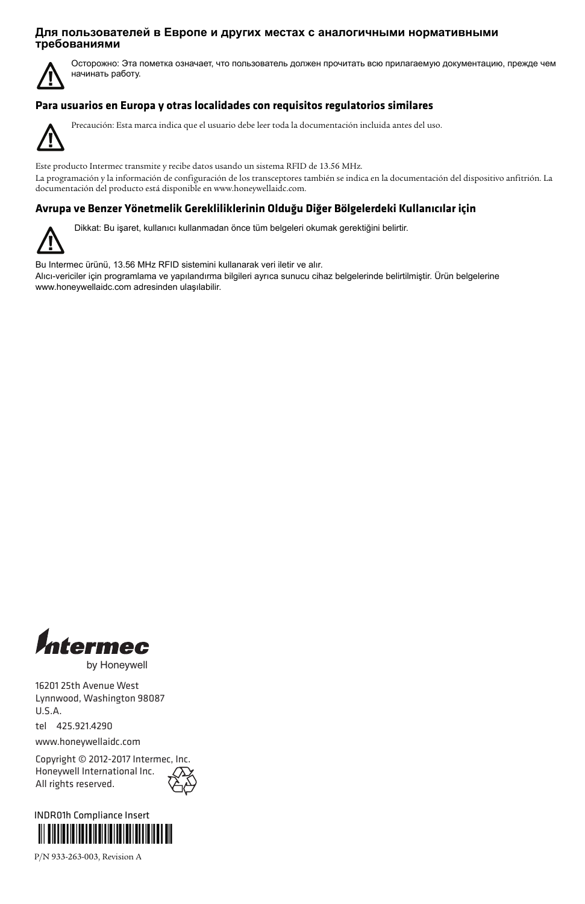### Для пользователей в Европе и других местах с аналогичными нормативными требованиями

Осторожно: Эта пометка означает, что пользователь должен прочитать всю прилагаемую документацию, прежде чем начинать работу.

### Para usuarios en Europa y otras localidades con requisitos regulatorios similares

Precaución: Esta marca indica que el usuario debe leer toda la documentación incluida antes del uso.

Este producto Intermec transmite y recibe datos usando un sistema RFID de 13.56 MHz.
La programación y la información de configuración de los transceptores también se indica en la documentación del dispositivo anfitrión. La documentación del producto está disponible en www.honeywellaidc.com.

### Avrupa ve Benzer Yönetmelik Gerekliliklerinin Olduğu Diğer Bölgelerdeki Kullanıcılar için

Dikkat: Bu işaret, kullanıcı kullanmadan önce tüm belgeleri okumak gerektiğini belirtir.

Bu Intermec ürünü, 13.56 MHz RFID sistemini kullanarak veri iletir ve alır.
Alıcı-vericiler için programlama ve yapılandırma bilgileri ayrıca sunucu cihaz belgelerinde belirtilmiştir. Ürün belgelerine www.honeywellaidc.com adresinden ulaşılabilir.

Intermec by Honeywell

16201 25th Avenue West
Lynnwood, Washington 98087
U.S.A.

tel 425.921.4290

www.honeywellaidc.com

Copyright © 2012-2017 Intermec, Inc.
Honeywell International Inc.
All rights reserved.

INDR01h Compliance Insert

P/N 933-263-003, Revision A